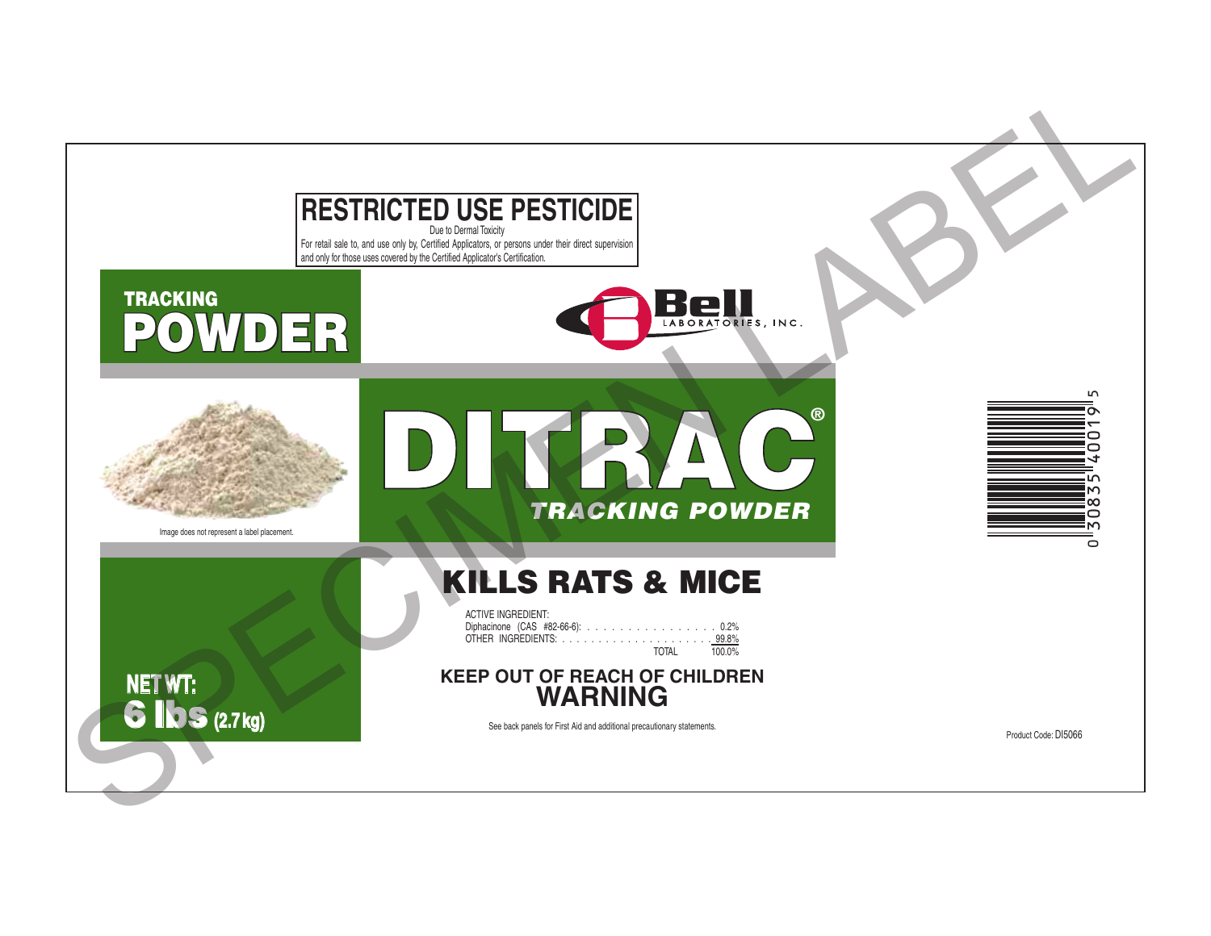# RESTRICTED USE PESTICIDE

Due to Dermal Toxicity

For retail sale to, and use only by, Certified Applicators, or persons under their direct supervision and only for those uses covered by the Certified Applicator's Certification.

**TRACKING POWDER**

Bell LABORATORIES, INC.

Image does not represent a label placement.

# DITRAC®

***TRACKING POWDER***

## KILLS RATS & MICE

ACTIVE INGREDIENT:

| | |
|---|---|
| Diphacinone (CAS #82-66-6): | 0.2% |
| OTHER INGREDIENTS: | 99.8% |
| TOTAL | 100.0% |

**KEEP OUT OF REACH OF CHILDREN**

## WARNING

See back panels for First Aid and additional precautionary statements.

**NET WT: 6 lbs (2.7 kg)**

0 30835 40019 5

Product Code: DI5066

SPECIMEN LABEL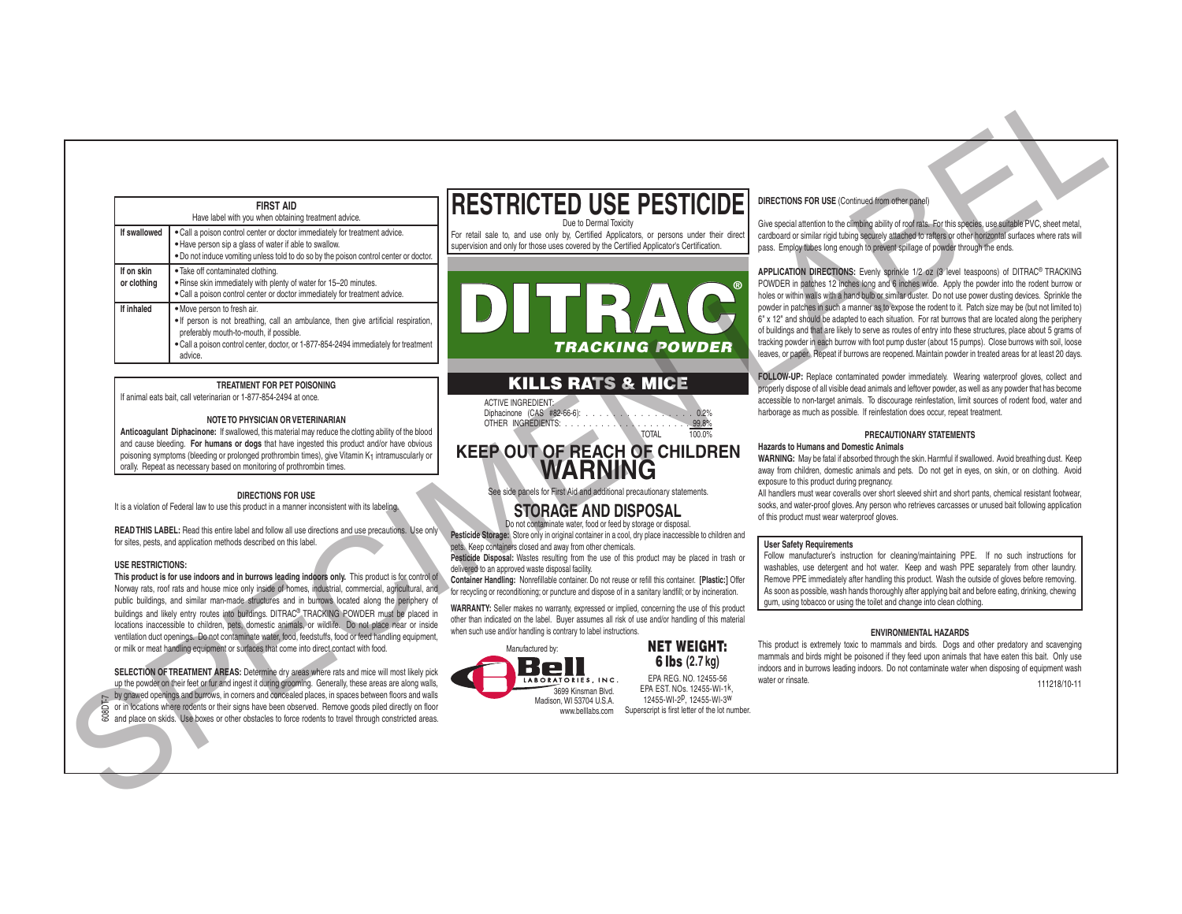## FIRST AID

Have label with you when obtaining treatment advice.

| | |
|---|---|
| **If swallowed** | • Call a poison control center or doctor immediately for treatment advice.<br>• Have person sip a glass of water if able to swallow.<br>• Do not induce vomiting unless told to do so by the poison control center or doctor. |
| **If on skin or clothing** | • Take off contaminated clothing.<br>• Rinse skin immediately with plenty of water for 15–20 minutes.<br>• Call a poison control center or doctor immediately for treatment advice. |
| **If inhaled** | • Move person to fresh air.<br>• If person is not breathing, call an ambulance, then give artificial respiration, preferably mouth-to-mouth, if possible.<br>• Call a poison control center, doctor, or 1-877-854-2494 immediately for treatment advice. |

### TREATMENT FOR PET POISONING

If animal eats bait, call veterinarian or 1-877-854-2494 at once.

### NOTE TO PHYSICIAN OR VETERINARIAN

**Anticoagulant Diphacinone:** If swallowed, this material may reduce the clotting ability of the blood and cause bleeding. **For humans or dogs** that have ingested this product and/or have obvious poisoning symptoms (bleeding or prolonged prothrombin times), give Vitamin $K_1$ intramuscularly or orally. Repeat as necessary based on monitoring of prothrombin times.

### DIRECTIONS FOR USE

It is a violation of Federal law to use this product in a manner inconsistent with its labeling.

**READ THIS LABEL:** Read this entire label and follow all use directions and use precautions. Use only for sites, pests, and application methods described on this label.

**USE RESTRICTIONS:**

**This product is for use indoors and in burrows leading indoors only.** This product is for control of Norway rats, roof rats and house mice only inside of homes, industrial, commercial, agricultural, and public buildings, and similar man-made structures and in burrows located along the periphery of buildings and likely entry routes into buildings. DITRAC® TRACKING POWDER must be placed in locations inaccessible to children, pets, domestic animals, or wildlife. Do not place near or inside ventilation duct openings. Do not contaminate water, food, feedstuffs, food or feed handling equipment, or milk or meat handling equipment or surfaces that come into direct contact with food.

**SELECTION OF TREATMENT AREAS:** Determine dry areas where rats and mice will most likely pick up the powder on their feet or fur and ingest it during grooming. Generally, these areas are along walls, by gnawed openings and burrows, in corners and concealed places, in spaces between floors and walls or in locations where rodents or their signs have been observed. Remove goods piled directly on floor and place on skids. Use boxes or other obstacles to force rodents to travel through constricted areas.

608DT-7

# RESTRICTED USE PESTICIDE

Due to Dermal Toxicity

For retail sale to, and use only by, Certified Applicators, or persons under their direct supervision and only for those uses covered by the Certified Applicator's Certification.

# DITRAC®

## TRACKING POWDER

## KILLS RATS & MICE

| | |
|---|---|
| ACTIVE INGREDIENT: | |
| Diphacinone (CAS #82-66-6): | 0.2% |
| OTHER INGREDIENTS: | 99.8% |
| TOTAL | 100.0% |

## KEEP OUT OF REACH OF CHILDREN

## WARNING

See side panels for First Aid and additional precautionary statements.

## STORAGE AND DISPOSAL

Do not contaminate water, food or feed by storage or disposal.

**Pesticide Storage:** Store only in original container in a cool, dry place inaccessible to children and pets. Keep containers closed and away from other chemicals.

**Pesticide Disposal:** Wastes resulting from the use of this product may be placed in trash or delivered to an approved waste disposal facility.

**Container Handling:** Nonrefillable container. Do not reuse or refill this container. **[Plastic:]** Offer for recycling or reconditioning; or puncture and dispose of in a sanitary landfill; or by incineration.

**WARRANTY:** Seller makes no warranty, expressed or implied, concerning the use of this product other than indicated on the label. Buyer assumes all risk of use and/or handling of this material when such use and/or handling is contrary to label instructions.

Manufactured by:

Bell LABORATORIES, INC.
3699 Kinsman Blvd.
Madison, WI 53704 U.S.A.
www.belllabs.com

**NET WEIGHT: 6 lbs (2.7 kg)**

EPA REG. NO. 12455-56
EPA EST. NOs. 12455-WI-1[K], 12455-WI-2[P], 12455-WI-3[W]
Superscript is first letter of the lot number.

**DIRECTIONS FOR USE** (Continued from other panel)

Give special attention to the climbing ability of roof rats. For this species, use suitable PVC, sheet metal, cardboard or similar rigid tubing securely attached to rafters or other horizontal surfaces where rats will pass. Employ tubes long enough to prevent spillage of powder through the ends.

**APPLICATION DIRECTIONS:** Evenly sprinkle 1/2 oz (3 level teaspoons) of DITRAC® TRACKING POWDER in patches 12 inches long and 6 inches wide. Apply the powder into the rodent burrow or holes or within walls with a hand bulb or similar duster. Do not use power dusting devices. Sprinkle the powder in patches in such a manner as to expose the rodent to it. Patch size may be (but not limited to) 6" x 12" and should be adapted to each situation. For rat burrows that are located along the periphery of buildings and that are likely to serve as routes of entry into these structures, place about 5 grams of tracking powder in each burrow with foot pump duster (about 15 pumps). Close burrows with soil, loose leaves, or paper. Repeat if burrows are reopened. Maintain powder in treated areas for at least 20 days.

**FOLLOW-UP:** Replace contaminated powder immediately. Wearing waterproof gloves, collect and properly dispose of all visible dead animals and leftover powder, as well as any powder that has become accessible to non-target animals. To discourage reinfestation, limit sources of rodent food, water and harborage as much as possible. If reinfestation does occur, repeat treatment.

### PRECAUTIONARY STATEMENTS

**Hazards to Humans and Domestic Animals**

**WARNING:** May be fatal if absorbed through the skin. Harmful if swallowed. Avoid breathing dust. Keep away from children, domestic animals and pets. Do not get in eyes, on skin, or on clothing. Avoid exposure to this product during pregnancy.

All handlers must wear coveralls over short sleeved shirt and short pants, chemical resistant footwear, socks, and water-proof gloves. Any person who retrieves carcasses or unused bait following application of this product must wear waterproof gloves.

**User Safety Requirements**

Follow manufacturer's instruction for cleaning/maintaining PPE. If no such instructions for washables, use detergent and hot water. Keep and wash PPE separately from other laundry. Remove PPE immediately after handling this product. Wash the outside of gloves before removing. As soon as possible, wash hands thoroughly after applying bait and before eating, drinking, chewing gum, using tobacco or using the toilet and change into clean clothing.

### ENVIRONMENTAL HAZARDS

This product is extremely toxic to mammals and birds. Dogs and other predatory and scavenging mammals and birds might be poisoned if they feed upon animals that have eaten this bait. Only use indoors and in burrows leading indoors. Do not contaminate water when disposing of equipment wash water or rinsate.

111218/10-11

SPECIMEN LABEL